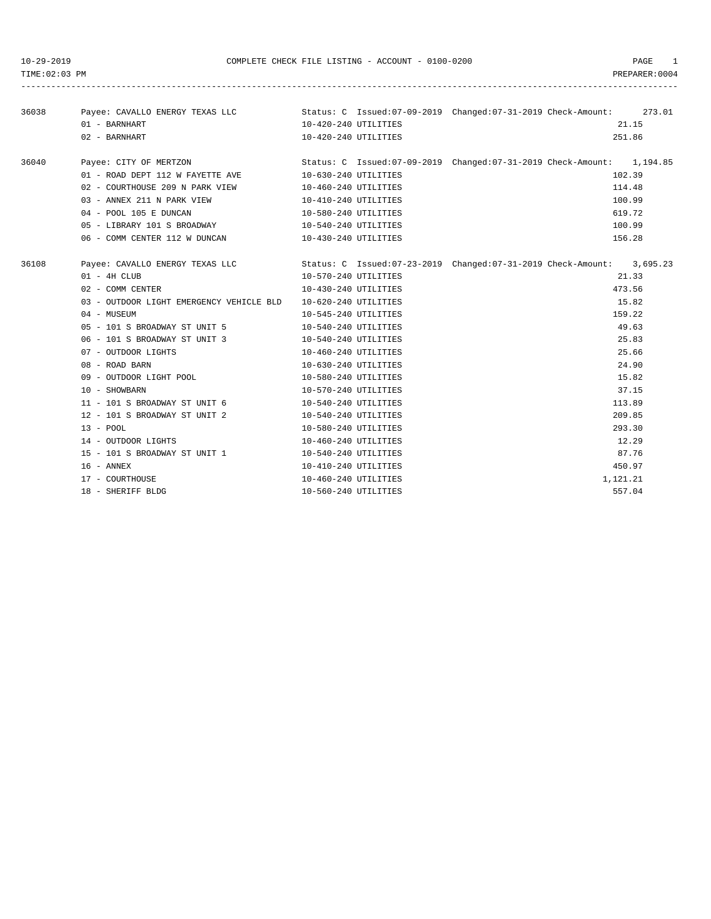10-29-2019 COMPLETE CHECK FILE LISTING - ACCOUNT - 0100-0200

TIME:02:03 PM PREPARER:0004

| Check | Payee / Line | Account | Status / Dates | Amount |
|---|---|---|---|---|
| 36038 | Payee: CAVALLO ENERGY TEXAS LLC | | Status: C Issued:07-09-2019 Changed:07-31-2019 Check-Amount: | 273.01 |
| | 01 - BARNHART | 10-420-240 UTILITIES | | 21.15 |
| | 02 - BARNHART | 10-420-240 UTILITIES | | 251.86 |
| 36040 | Payee: CITY OF MERTZON | | Status: C Issued:07-09-2019 Changed:07-31-2019 Check-Amount: | 1,194.85 |
| | 01 - ROAD DEPT 112 W FAYETTE AVE | 10-630-240 UTILITIES | | 102.39 |
| | 02 - COURTHOUSE 209 N PARK VIEW | 10-460-240 UTILITIES | | 114.48 |
| | 03 - ANNEX 211 N PARK VIEW | 10-410-240 UTILITIES | | 100.99 |
| | 04 - POOL 105 E DUNCAN | 10-580-240 UTILITIES | | 619.72 |
| | 05 - LIBRARY 101 S BROADWAY | 10-540-240 UTILITIES | | 100.99 |
| | 06 - COMM CENTER 112 W DUNCAN | 10-430-240 UTILITIES | | 156.28 |
| 36108 | Payee: CAVALLO ENERGY TEXAS LLC | | Status: C Issued:07-23-2019 Changed:07-31-2019 Check-Amount: | 3,695.23 |
| | 01 - 4H CLUB | 10-570-240 UTILITIES | | 21.33 |
| | 02 - COMM CENTER | 10-430-240 UTILITIES | | 473.56 |
| | 03 - OUTDOOR LIGHT EMERGENCY VEHICLE BLD | 10-620-240 UTILITIES | | 15.82 |
| | 04 - MUSEUM | 10-545-240 UTILITIES | | 159.22 |
| | 05 - 101 S BROADWAY ST UNIT 5 | 10-540-240 UTILITIES | | 49.63 |
| | 06 - 101 S BROADWAY ST UNIT 3 | 10-540-240 UTILITIES | | 25.83 |
| | 07 - OUTDOOR LIGHTS | 10-460-240 UTILITIES | | 25.66 |
| | 08 - ROAD BARN | 10-630-240 UTILITIES | | 24.90 |
| | 09 - OUTDOOR LIGHT POOL | 10-580-240 UTILITIES | | 15.82 |
| | 10 - SHOWBARN | 10-570-240 UTILITIES | | 37.15 |
| | 11 - 101 S BROADWAY ST UNIT 6 | 10-540-240 UTILITIES | | 113.89 |
| | 12 - 101 S BROADWAY ST UNIT 2 | 10-540-240 UTILITIES | | 209.85 |
| | 13 - POOL | 10-580-240 UTILITIES | | 293.30 |
| | 14 - OUTDOOR LIGHTS | 10-460-240 UTILITIES | | 12.29 |
| | 15 - 101 S BROADWAY ST UNIT 1 | 10-540-240 UTILITIES | | 87.76 |
| | 16 - ANNEX | 10-410-240 UTILITIES | | 450.97 |
| | 17 - COURTHOUSE | 10-460-240 UTILITIES | | 1,121.21 |
| | 18 - SHERIFF BLDG | 10-560-240 UTILITIES | | 557.04 |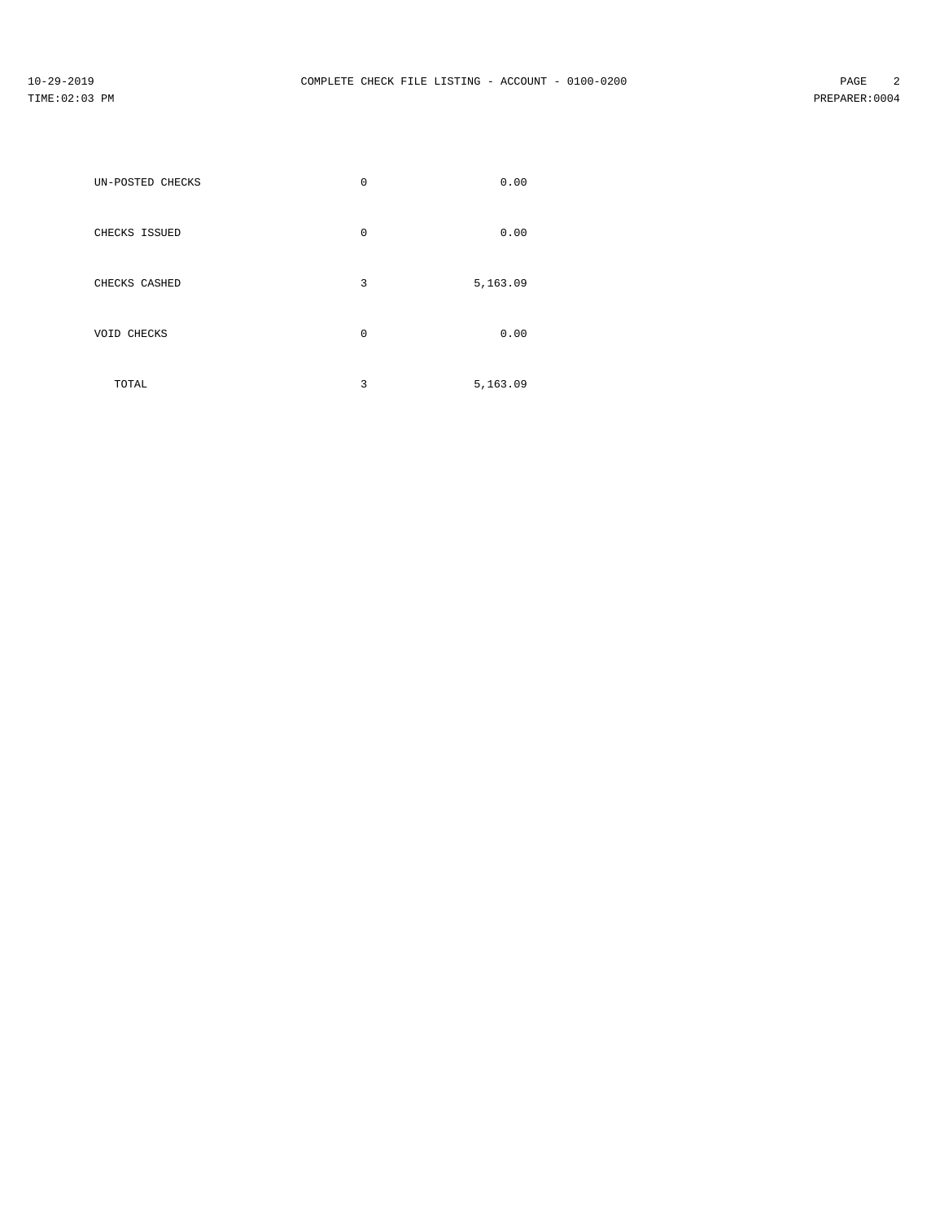| | | |
|---|---|---|
| UN-POSTED CHECKS | 0 | 0.00 |
| CHECKS ISSUED | 0 | 0.00 |
| CHECKS CASHED | 3 | 5,163.09 |
| VOID CHECKS | 0 | 0.00 |
| TOTAL | 3 | 5,163.09 |